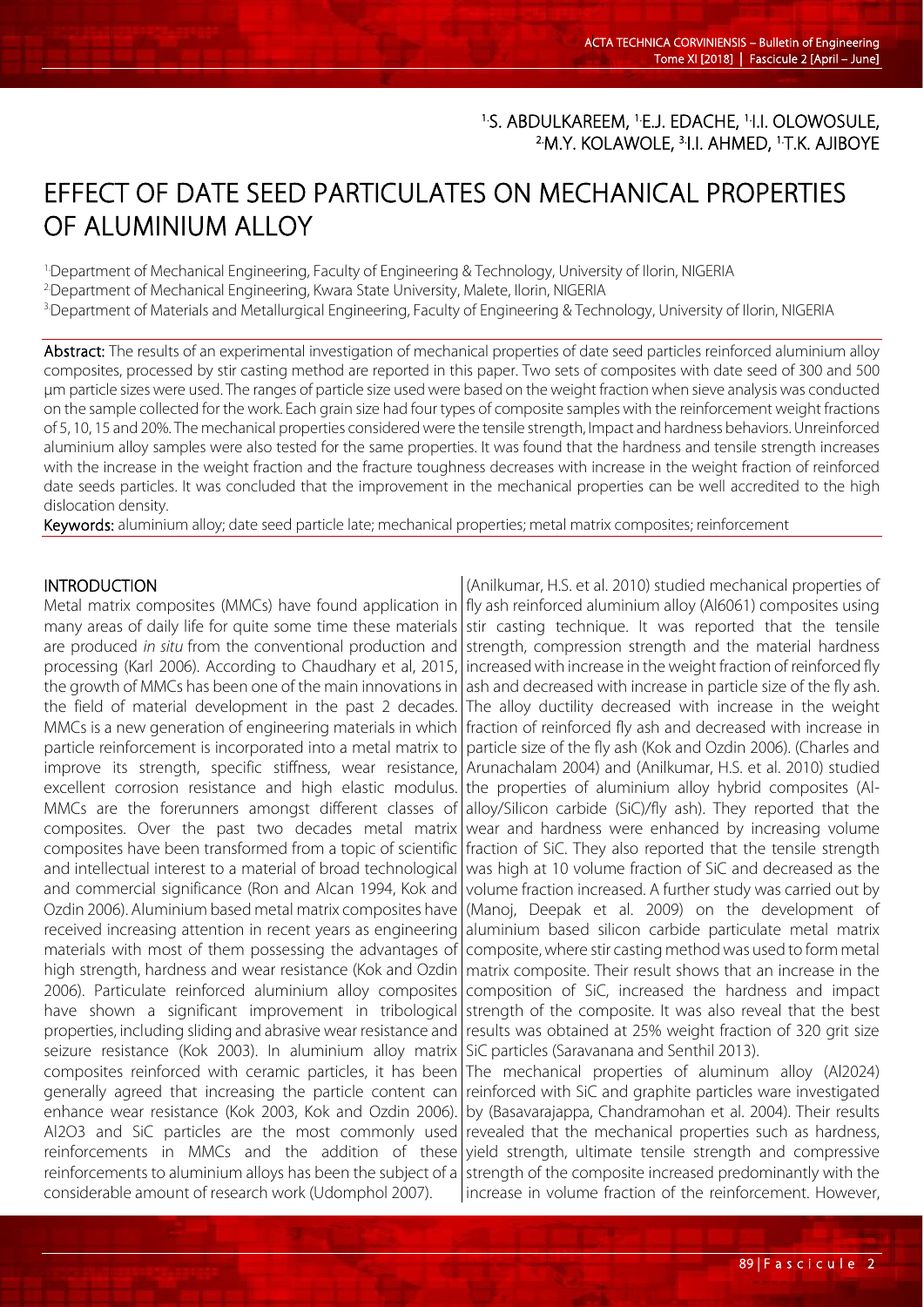[1.]S. ABDULKAREEM, [1.]E.J. EDACHE, [1.]I.I. OLOWOSULE, [2.]M.Y. KOLAWOLE, [3.]I.I. AHMED, [1.]T.K. AJIBOYE

# EFFECT OF DATE SEED PARTICULATES ON MECHANICAL PROPERTIES OF ALUMINIUM ALLOY

[1.]Department of Mechanical Engineering, Faculty of Engineering & Technology, University of Ilorin, NIGERIA
[2.]Department of Mechanical Engineering, Kwara State University, Malete, Ilorin, NIGERIA
[3.]Department of Materials and Metallurgical Engineering, Faculty of Engineering & Technology, University of Ilorin, NIGERIA

**Abstract:** The results of an experimental investigation of mechanical properties of date seed particles reinforced aluminium alloy composites, processed by stir casting method are reported in this paper. Two sets of composites with date seed of 300 and 500 μm particle sizes were used. The ranges of particle size used were based on the weight fraction when sieve analysis was conducted on the sample collected for the work. Each grain size had four types of composite samples with the reinforcement weight fractions of 5, 10, 15 and 20%. The mechanical properties considered were the tensile strength, Impact and hardness behaviors. Unreinforced aluminium alloy samples were also tested for the same properties. It was found that the hardness and tensile strength increases with the increase in the weight fraction and the fracture toughness decreases with increase in the weight fraction of reinforced date seeds particles. It was concluded that the improvement in the mechanical properties can be well accredited to the high dislocation density.

**Keywords:** aluminium alloy; date seed particle late; mechanical properties; metal matrix composites; reinforcement

## INTRODUCTION

Metal matrix composites (MMCs) have found application in many areas of daily life for quite some time these materials are produced *in situ* from the conventional production and processing (Karl 2006). According to Chaudhary et al, 2015, the growth of MMCs has been one of the main innovations in the field of material development in the past 2 decades. MMCs is a new generation of engineering materials in which particle reinforcement is incorporated into a metal matrix to improve its strength, specific stiffness, wear resistance, excellent corrosion resistance and high elastic modulus. MMCs are the forerunners amongst different classes of composites. Over the past two decades metal matrix composites have been transformed from a topic of scientific and intellectual interest to a material of broad technological and commercial significance (Ron and Alcan 1994, Kok and Ozdin 2006). Aluminium based metal matrix composites have received increasing attention in recent years as engineering materials with most of them possessing the advantages of high strength, hardness and wear resistance (Kok and Ozdin 2006). Particulate reinforced aluminium alloy composites have shown a significant improvement in tribological properties, including sliding and abrasive wear resistance and seizure resistance (Kok 2003). In aluminium alloy matrix composites reinforced with ceramic particles, it has been generally agreed that increasing the particle content can enhance wear resistance (Kok 2003, Kok and Ozdin 2006). $Al_2O_3$ and SiC particles are the most commonly used reinforcements in MMCs and the addition of these reinforcements to aluminium alloys has been the subject of a considerable amount of research work (Udomphol 2007).

(Anilkumar, H.S. et al. 2010) studied mechanical properties of fly ash reinforced aluminium alloy (Al6061) composites using stir casting technique. It was reported that the tensile strength, compression strength and the material hardness increased with increase in the weight fraction of reinforced fly ash and decreased with increase in particle size of the fly ash. The alloy ductility decreased with increase in the weight fraction of reinforced fly ash and decreased with increase in particle size of the fly ash (Kok and Ozdin 2006). (Charles and Arunachalam 2004) and (Anilkumar, H.S. et al. 2010) studied the properties of aluminium alloy hybrid composites (Al-alloy/Silicon carbide (SiC)/fly ash). They reported that the wear and hardness were enhanced by increasing volume fraction of SiC. They also reported that the tensile strength was high at 10 volume fraction of SiC and decreased as the volume fraction increased. A further study was carried out by (Manoj, Deepak et al. 2009) on the development of aluminium based silicon carbide particulate metal matrix composite, where stir casting method was used to form metal matrix composite. Their result shows that an increase in the composition of SiC, increased the hardness and impact strength of the composite. It was also reveal that the best results was obtained at 25% weight fraction of 320 grit size SiC particles (Saravanana and Senthil 2013).

The mechanical properties of aluminum alloy (Al2024) reinforced with SiC and graphite particles ware investigated by (Basavarajappa, Chandramohan et al. 2004). Their results revealed that the mechanical properties such as hardness, yield strength, ultimate tensile strength and compressive strength of the composite increased predominantly with the increase in volume fraction of the reinforcement. However,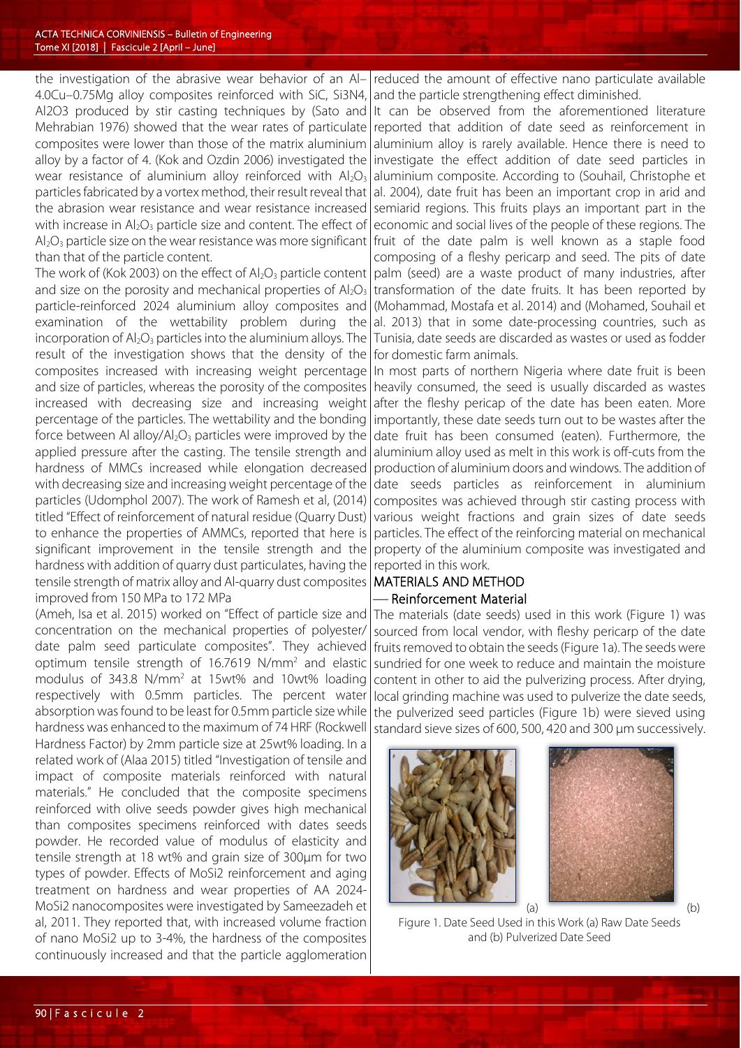the investigation of the abrasive wear behavior of an Al–4.0Cu–0.75Mg alloy composites reinforced with SiC, Si3N4, Al2O3 produced by stir casting techniques by (Sato and Mehrabian 1976) showed that the wear rates of particulate composites were lower than those of the matrix aluminium alloy by a factor of 4. (Kok and Ozdin 2006) investigated the wear resistance of aluminium alloy reinforced with $Al_2O_3$ particles fabricated by a vortex method, their result reveal that the abrasion wear resistance and wear resistance increased with increase in $Al_2O_3$ particle size and content. The effect of $Al_2O_3$ particle size on the wear resistance was more significant than that of the particle content.

The work of (Kok 2003) on the effect of $Al_2O_3$ particle content and size on the porosity and mechanical properties of $Al_2O_3$ particle-reinforced 2024 aluminium alloy composites and examination of the wettability problem during the incorporation of $Al_2O_3$ particles into the aluminium alloys. The result of the investigation shows that the density of the composites increased with increasing weight percentage and size of particles, whereas the porosity of the composites increased with decreasing size and increasing weight percentage of the particles. The wettability and the bonding force between Al alloy/$Al_2O_3$ particles were improved by the applied pressure after the casting. The tensile strength and hardness of MMCs increased while elongation decreased with decreasing size and increasing weight percentage of the particles (Udomphol 2007). The work of Ramesh et al, (2014) titled "Effect of reinforcement of natural residue (Quarry Dust) to enhance the properties of AMMCs, reported that there is significant improvement in the tensile strength and the hardness with addition of quarry dust particulates, having the tensile strength of matrix alloy and Al-quarry dust composites improved from 150 MPa to 172 MPa

(Ameh, Isa et al. 2015) worked on "Effect of particle size and concentration on the mechanical properties of polyester/ date palm seed particulate composites". They achieved optimum tensile strength of 16.7619 $N/mm^2$ and elastic modulus of 343.8 $N/mm^2$ at 15wt% and 10wt% loading respectively with 0.5mm particles. The percent water absorption was found to be least for 0.5mm particle size while hardness was enhanced to the maximum of 74 HRF (Rockwell Hardness Factor) by 2mm particle size at 25wt% loading. In a related work of (Alaa 2015) titled "Investigation of tensile and impact of composite materials reinforced with natural materials." He concluded that the composite specimens reinforced with olive seeds powder gives high mechanical than composites specimens reinforced with dates seeds powder. He recorded value of modulus of elasticity and tensile strength at 18 wt% and grain size of 300µm for two types of powder. Effects of MoSi2 reinforcement and aging treatment on hardness and wear properties of AA 2024-MoSi2 nanocomposites were investigated by Sameezadeh et al, 2011. They reported that, with increased volume fraction of nano MoSi2 up to 3-4%, the hardness of the composites continuously increased and that the particle agglomeration reduced the amount of effective nano particulate available and the particle strengthening effect diminished.

It can be observed from the aforementioned literature reported that addition of date seed as reinforcement in aluminium alloy is rarely available. Hence there is need to investigate the effect addition of date seed particles in aluminium composite. According to (Souhail, Christophe et al. 2004), date fruit has been an important crop in arid and semiarid regions. This fruits plays an important part in the economic and social lives of the people of these regions. The fruit of the date palm is well known as a staple food composing of a fleshy pericarp and seed. The pits of date palm (seed) are a waste product of many industries, after transformation of the date fruits. It has been reported by (Mohammad, Mostafa et al. 2014) and (Mohamed, Souhail et al. 2013) that in some date-processing countries, such as Tunisia, date seeds are discarded as wastes or used as fodder for domestic farm animals.

In most parts of northern Nigeria where date fruit is been heavily consumed, the seed is usually discarded as wastes after the fleshy pericap of the date has been eaten. More importantly, these date seeds turn out to be wastes after the date fruit has been consumed (eaten). Furthermore, the aluminium alloy used as melt in this work is off-cuts from the production of aluminium doors and windows. The addition of date seeds particles as reinforcement in aluminium composites was achieved through stir casting process with various weight fractions and grain sizes of date seeds particles. The effect of the reinforcing material on mechanical property of the aluminium composite was investigated and reported in this work.

## MATERIALS AND METHOD

### — Reinforcement Material

The materials (date seeds) used in this work (Figure 1) was sourced from local vendor, with fleshy pericarp of the date fruits removed to obtain the seeds (Figure 1a). The seeds were sundried for one week to reduce and maintain the moisture content in other to aid the pulverizing process. After drying, local grinding machine was used to pulverize the date seeds, the pulverized seed particles (Figure 1b) were sieved using standard sieve sizes of 600, 500, 420 and 300 µm successively.

(a) (b)

Figure 1. Date Seed Used in this Work (a) Raw Date Seeds and (b) Pulverized Date Seed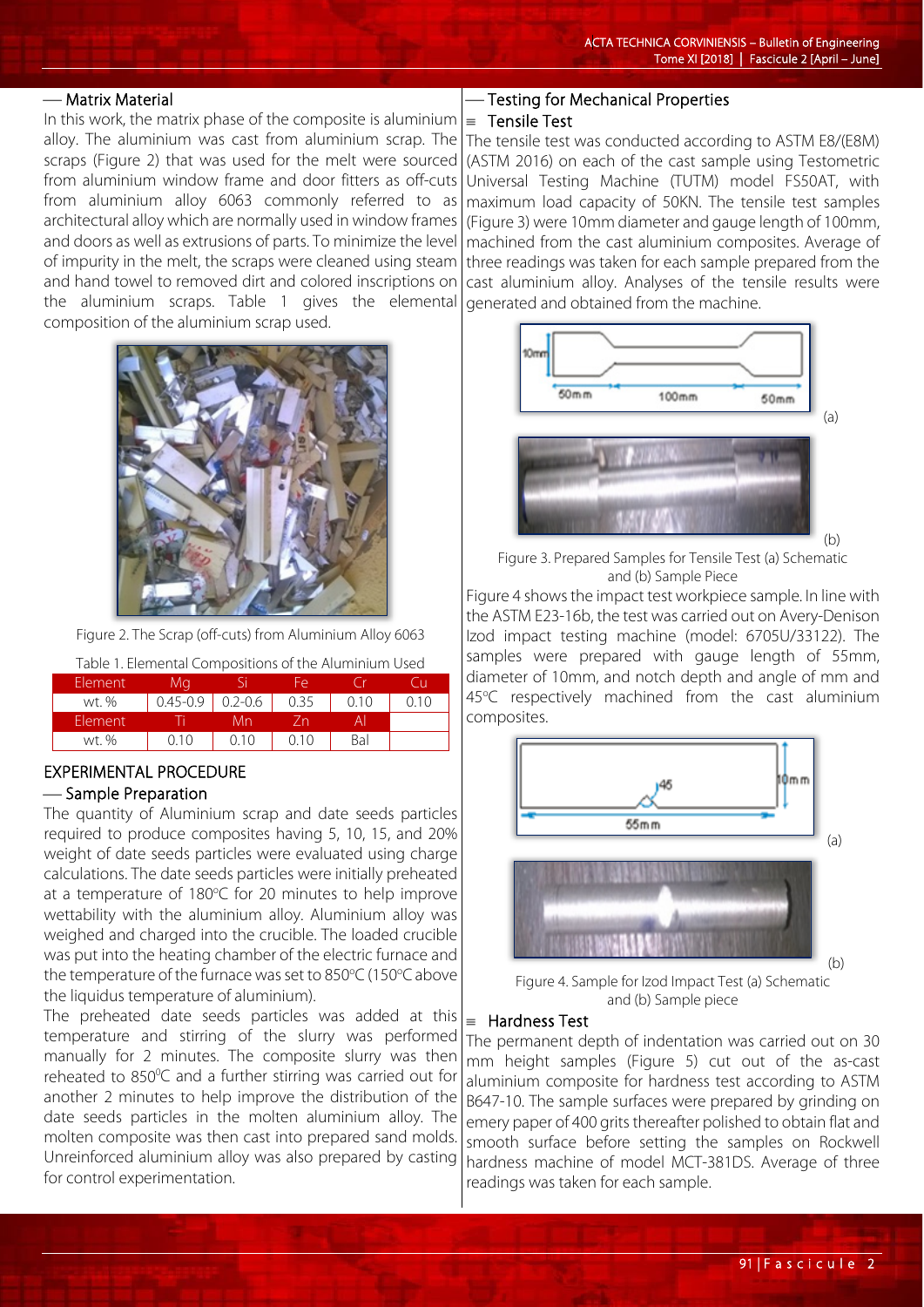## — Matrix Material

In this work, the matrix phase of the composite is aluminium alloy. The aluminium was cast from aluminium scrap. The scraps (Figure 2) that was used for the melt were sourced from aluminium window frame and door fitters as off-cuts from aluminium alloy 6063 commonly referred to as architectural alloy which are normally used in window frames and doors as well as extrusions of parts. To minimize the level of impurity in the melt, the scraps were cleaned using steam and hand towel to removed dirt and colored inscriptions on the aluminium scraps. Table 1 gives the elemental composition of the aluminium scrap used.

Figure 2. The Scrap (off-cuts) from Aluminium Alloy 6063

Table 1. Elemental Compositions of the Aluminium Used

| Element | Mg | Si | Fe | Cr | Cu |
|---|---|---|---|---|---|
| wt. % | 0.45-0.9 | 0.2-0.6 | 0.35 | 0.10 | 0.10 |
| Element | Ti | Mn | Zn | Al | |
| wt. % | 0.10 | 0.10 | 0.10 | Bal | |

# EXPERIMENTAL PROCEDURE

## — Sample Preparation

The quantity of Aluminium scrap and date seeds particles required to produce composites having 5, 10, 15, and 20% weight of date seeds particles were evaluated using charge calculations. The date seeds particles were initially preheated at a temperature of 180°C for 20 minutes to help improve wettability with the aluminium alloy. Aluminium alloy was weighed and charged into the crucible. The loaded crucible was put into the heating chamber of the electric furnace and the temperature of the furnace was set to 850°C (150°C above the liquidus temperature of aluminium).

The preheated date seeds particles was added at this temperature and stirring of the slurry was performed manually for 2 minutes. The composite slurry was then reheated to 850°C and a further stirring was carried out for another 2 minutes to help improve the distribution of the date seeds particles in the molten aluminium alloy. The molten composite was then cast into prepared sand molds. Unreinforced aluminium alloy was also prepared by casting for control experimentation.

## — Testing for Mechanical Properties

### ≡ Tensile Test

The tensile test was conducted according to ASTM E8/(E8M) (ASTM 2016) on each of the cast sample using Testometric Universal Testing Machine (TUTM) model FS50AT, with maximum load capacity of 50KN. The tensile test samples (Figure 3) were 10mm diameter and gauge length of 100mm, machined from the cast aluminium composites. Average of three readings was taken for each sample prepared from the cast aluminium alloy. Analyses of the tensile results were generated and obtained from the machine.

Figure 3. Prepared Samples for Tensile Test (a) Schematic and (b) Sample Piece

Figure 4 shows the impact test workpiece sample. In line with the ASTM E23-16b, the test was carried out on Avery-Denison Izod impact testing machine (model: 6705U/33122). The samples were prepared with gauge length of 55mm, diameter of 10mm, and notch depth and angle of mm and 45°C respectively machined from the cast aluminium composites.

Figure 4. Sample for Izod Impact Test (a) Schematic and (b) Sample piece

### ≡ Hardness Test

The permanent depth of indentation was carried out on 30 mm height samples (Figure 5) cut out of the as-cast aluminium composite for hardness test according to ASTM B647-10. The sample surfaces were prepared by grinding on emery paper of 400 grits thereafter polished to obtain flat and smooth surface before setting the samples on Rockwell hardness machine of model MCT-381DS. Average of three readings was taken for each sample.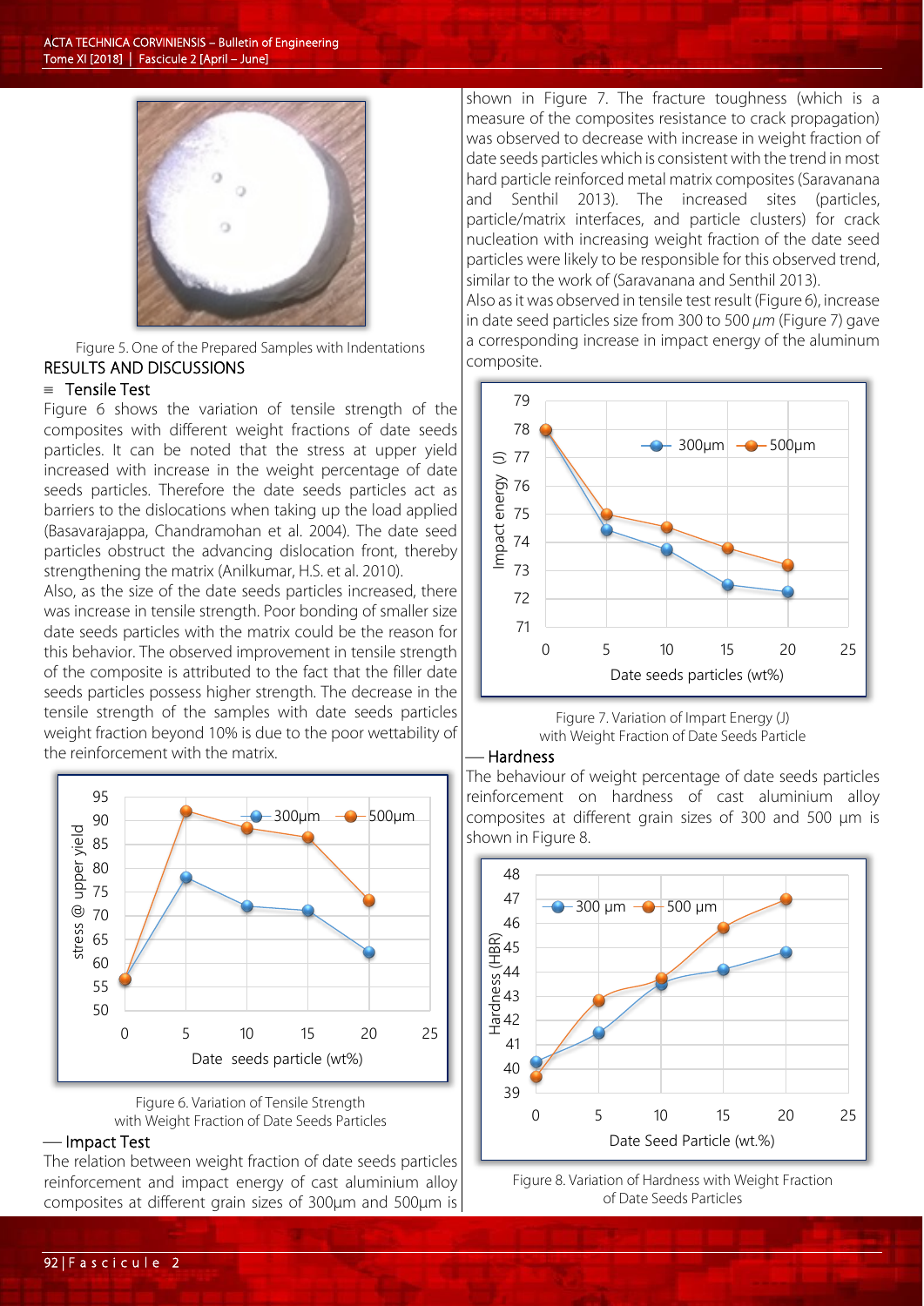Figure 5. One of the Prepared Samples with Indentations

## RESULTS AND DISCUSSIONS

### Tensile Test

Figure 6 shows the variation of tensile strength of the composites with different weight fractions of date seeds particles. It can be noted that the stress at upper yield increased with increase in the weight percentage of date seeds particles. Therefore the date seeds particles act as barriers to the dislocations when taking up the load applied (Basavarajappa, Chandramohan et al. 2004). The date seed particles obstruct the advancing dislocation front, thereby strengthening the matrix (Anilkumar, H.S. et al. 2010).

Also, as the size of the date seeds particles increased, there was increase in tensile strength. Poor bonding of smaller size date seeds particles with the matrix could be the reason for this behavior. The observed improvement in tensile strength of the composite is attributed to the fact that the filler date seeds particles possess higher strength. The decrease in the tensile strength of the samples with date seeds particles weight fraction beyond 10% is due to the poor wettability of the reinforcement with the matrix.

Figure 6. Variation of Tensile Strength with Weight Fraction of Date Seeds Particles

### Impact Test

The relation between weight fraction of date seeds particles reinforcement and impact energy of cast aluminium alloy composites at different grain sizes of 300µm and 500µm is shown in Figure 7. The fracture toughness (which is a measure of the composites resistance to crack propagation) was observed to decrease with increase in weight fraction of date seeds particles which is consistent with the trend in most hard particle reinforced metal matrix composites (Saravanana and Senthil 2013). The increased sites (particles, particle/matrix interfaces, and particle clusters) for crack nucleation with increasing weight fraction of the date seed particles were likely to be responsible for this observed trend, similar to the work of (Saravanana and Senthil 2013).

Also as it was observed in tensile test result (Figure 6), increase in date seed particles size from 300 to 500 *µm* (Figure 7) gave a corresponding increase in impact energy of the aluminum composite.

Figure 7. Variation of Impart Energy (J) with Weight Fraction of Date Seeds Particle

### Hardness

The behaviour of weight percentage of date seeds particles reinforcement on hardness of cast aluminium alloy composites at different grain sizes of 300 and 500 µm is shown in Figure 8.

Figure 8. Variation of Hardness with Weight Fraction of Date Seeds Particles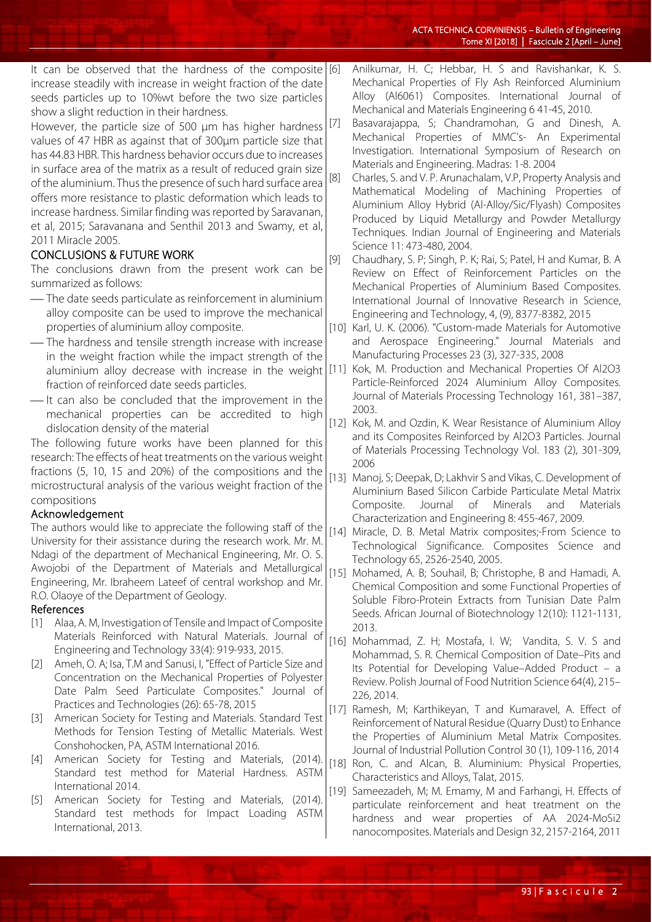It can be observed that the hardness of the composite increase steadily with increase in weight fraction of the date seeds particles up to 10%wt before the two size particles show a slight reduction in their hardness.

However, the particle size of 500 µm has higher hardness values of 47 HBR as against that of 300µm particle size that has 44.83 HBR. This hardness behavior occurs due to increases in surface area of the matrix as a result of reduced grain size of the aluminium. Thus the presence of such hard surface area offers more resistance to plastic deformation which leads to increase hardness. Similar finding was reported by Saravanan, et al, 2015; Saravanana and Senthil 2013 and Swamy, et al, 2011 Miracle 2005.

## CONCLUSIONS & FUTURE WORK

The conclusions drawn from the present work can be summarized as follows:

- The date seeds particulate as reinforcement in aluminium alloy composite can be used to improve the mechanical properties of aluminium alloy composite.
- The hardness and tensile strength increase with increase in the weight fraction while the impact strength of the aluminium alloy decrease with increase in the weight fraction of reinforced date seeds particles.
- It can also be concluded that the improvement in the mechanical properties can be accredited to high dislocation density of the material

The following future works have been planned for this research: The effects of heat treatments on the various weight fractions (5, 10, 15 and 20%) of the compositions and the microstructural analysis of the various weight fraction of the compositions

### Acknowledgement

The authors would like to appreciate the following staff of the University for their assistance during the research work. Mr. M. Ndagi of the department of Mechanical Engineering, Mr. O. S. Awojobi of the Department of Materials and Metallurgical Engineering, Mr. Ibraheem Lateef of central workshop and Mr. R.O. Olaoye of the Department of Geology.

### References

[1] Alaa, A. M, Investigation of Tensile and Impact of Composite Materials Reinforced with Natural Materials. Journal of Engineering and Technology 33(4): 919-933, 2015.

[2] Ameh, O. A; Isa, T.M and Sanusi, I, "Effect of Particle Size and Concentration on the Mechanical Properties of Polyester Date Palm Seed Particulate Composites." Journal of Practices and Technologies (26): 65-78, 2015

[3] American Society for Testing and Materials. Standard Test Methods for Tension Testing of Metallic Materials. West Conshohocken, PA, ASTM International 2016.

[4] American Society for Testing and Materials, (2014). Standard test method for Material Hardness. ASTM International 2014.

[5] American Society for Testing and Materials, (2014). Standard test methods for Impact Loading ASTM International, 2013.

[6] Anilkumar, H. C; Hebbar, H. S and Ravishankar, K. S. Mechanical Properties of Fly Ash Reinforced Aluminium Alloy (Al6061) Composites. International Journal of Mechanical and Materials Engineering 6 41-45, 2010.

[7] Basavarajappa, S; Chandramohan, G and Dinesh, A. Mechanical Properties of MMC's- An Experimental Investigation. International Symposium of Research on Materials and Engineering. Madras: 1-8. 2004

[8] Charles, S. and V. P. Arunachalam, V.P, Property Analysis and Mathematical Modeling of Machining Properties of Aluminium Alloy Hybrid (Al-Alloy/Sic/Flyash) Composites Produced by Liquid Metallurgy and Powder Metallurgy Techniques. Indian Journal of Engineering and Materials Science 11: 473-480, 2004.

[9] Chaudhary, S. P; Singh, P. K; Rai, S; Patel, H and Kumar, B. A Review on Effect of Reinforcement Particles on the Mechanical Properties of Aluminium Based Composites. International Journal of Innovative Research in Science, Engineering and Technology, 4, (9), 8377-8382, 2015

[10] Karl, U. K. (2006). "Custom-made Materials for Automotive and Aerospace Engineering." Journal Materials and Manufacturing Processes 23 (3), 327-335, 2008

[11] Kok, M. Production and Mechanical Properties Of Al2O3 Particle-Reinforced 2024 Aluminium Alloy Composites. Journal of Materials Processing Technology 161, 381–387, 2003.

[12] Kok, M. and Ozdin, K. Wear Resistance of Aluminium Alloy and its Composites Reinforced by Al2O3 Particles. Journal of Materials Processing Technology Vol. 183 (2), 301-309, 2006

[13] Manoj, S; Deepak, D; Lakhvir S and Vikas, C. Development of Aluminium Based Silicon Carbide Particulate Metal Matrix Composite. Journal of Minerals and Materials Characterization and Engineering 8: 455-467, 2009.

[14] Miracle, D. B. Metal Matrix composites;-From Science to Technological Significance. Composites Science and Technology 65, 2526-2540, 2005.

[15] Mohamed, A. B; Souhail, B; Christophe, B and Hamadi, A. Chemical Composition and some Functional Properties of Soluble Fibro-Protein Extracts from Tunisian Date Palm Seeds. African Journal of Biotechnology 12(10): 1121-1131, 2013.

[16] Mohammad, Z. H; Mostafa, I. W; Vandita, S. V. S and Mohammad, S. R. Chemical Composition of Date–Pits and Its Potential for Developing Value–Added Product – a Review. Polish Journal of Food Nutrition Science 64(4), 215–226, 2014.

[17] Ramesh, M; Karthikeyan, T and Kumaravel, A. Effect of Reinforcement of Natural Residue (Quarry Dust) to Enhance the Properties of Aluminium Metal Matrix Composites. Journal of Industrial Pollution Control 30 (1), 109-116, 2014

[18] Ron, C. and Alcan, B. Aluminium: Physical Properties, Characteristics and Alloys, Talat, 2015.

[19] Sameezadeh, M; M. Emamy, M and Farhangi, H. Effects of particulate reinforcement and heat treatment on the hardness and wear properties of AA 2024-MoSi2 nanocomposites. Materials and Design 32, 2157-2164, 2011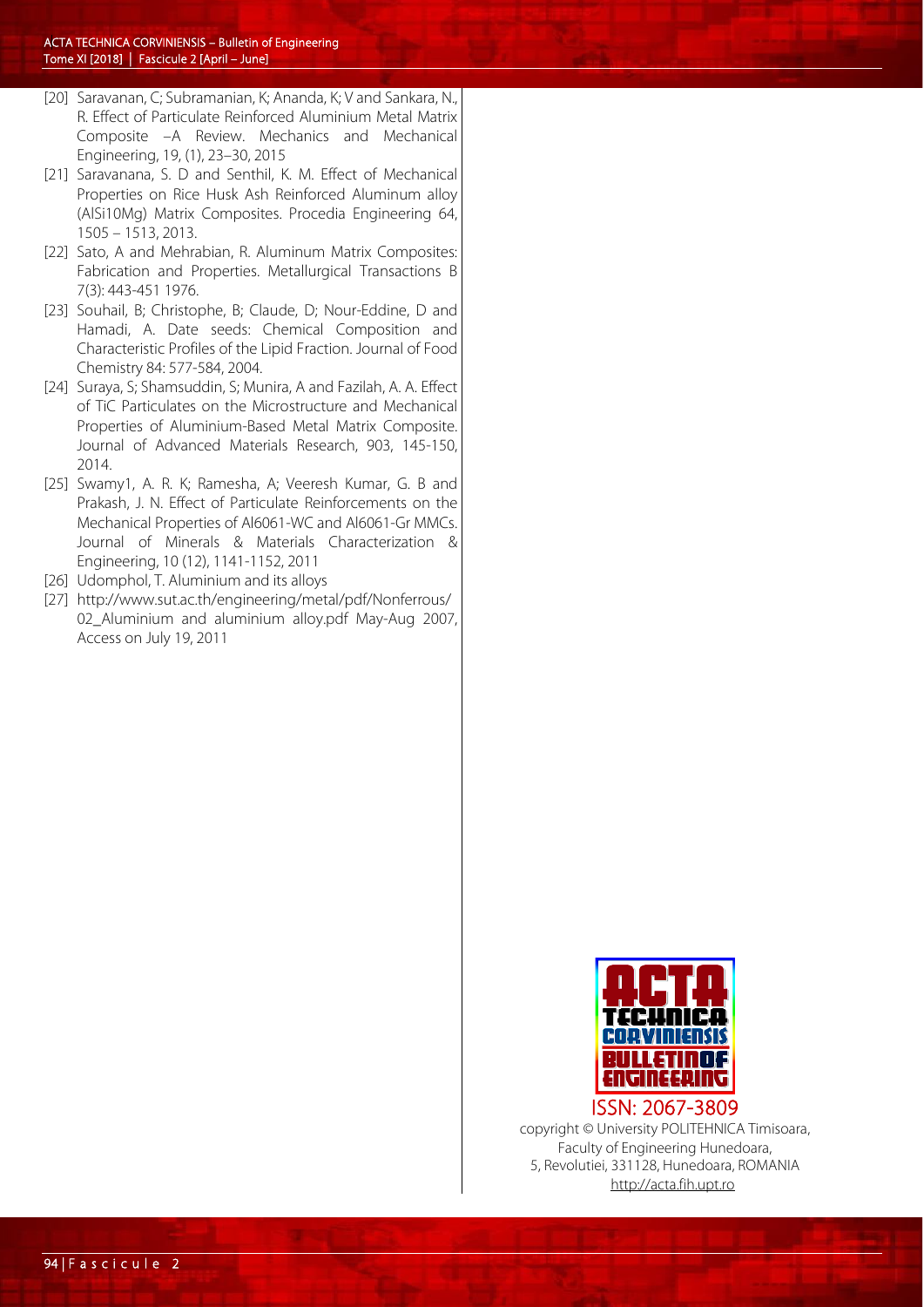[20] Saravanan, C; Subramanian, K; Ananda, K; V and Sankara, N., R. Effect of Particulate Reinforced Aluminium Metal Matrix Composite –A Review. Mechanics and Mechanical Engineering, 19, (1), 23–30, 2015

[21] Saravanana, S. D and Senthil, K. M. Effect of Mechanical Properties on Rice Husk Ash Reinforced Aluminum alloy (AlSi10Mg) Matrix Composites. Procedia Engineering 64, 1505 – 1513, 2013.

[22] Sato, A and Mehrabian, R. Aluminum Matrix Composites: Fabrication and Properties. Metallurgical Transactions B 7(3): 443-451 1976.

[23] Souhail, B; Christophe, B; Claude, D; Nour-Eddine, D and Hamadi, A. Date seeds: Chemical Composition and Characteristic Profiles of the Lipid Fraction. Journal of Food Chemistry 84: 577-584, 2004.

[24] Suraya, S; Shamsuddin, S; Munira, A and Fazilah, A. A. Effect of TiC Particulates on the Microstructure and Mechanical Properties of Aluminium-Based Metal Matrix Composite. Journal of Advanced Materials Research, 903, 145-150, 2014.

[25] Swamy1, A. R. K; Ramesha, A; Veeresh Kumar, G. B and Prakash, J. N. Effect of Particulate Reinforcements on the Mechanical Properties of Al6061-WC and Al6061-Gr MMCs. Journal of Minerals & Materials Characterization & Engineering, 10 (12), 1141-1152, 2011

[26] Udomphol, T. Aluminium and its alloys

[27] http://www.sut.ac.th/engineering/metal/pdf/Nonferrous/02_Aluminium and aluminium alloy.pdf May-Aug 2007, Access on July 19, 2011

ISSN: 2067-3809

copyright © University POLITEHNICA Timisoara, Faculty of Engineering Hunedoara, 5, Revolutiei, 331128, Hunedoara, ROMANIA
http://acta.fih.upt.ro